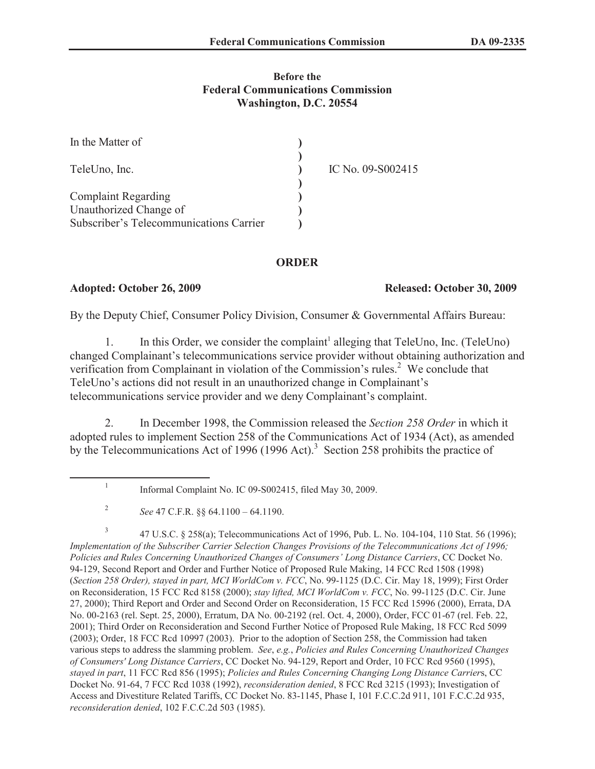**Before the**
**Federal Communications Commission**
**Washington, D.C. 20554**

| | | |
|---|---|---|
| In the Matter of | ) | |
| | ) | |
| TeleUno, Inc. | ) | IC No. 09-S002415 |
| | ) | |
| Complaint Regarding | ) | |
| Unauthorized Change of | ) | |
| Subscriber's Telecommunications Carrier | ) | |

**ORDER**

**Adopted: October 26, 2009** **Released: October 30, 2009**

By the Deputy Chief, Consumer Policy Division, Consumer & Governmental Affairs Bureau:

1. In this Order, we consider the complaint[1] alleging that TeleUno, Inc. (TeleUno) changed Complainant's telecommunications service provider without obtaining authorization and verification from Complainant in violation of the Commission's rules.[2] We conclude that TeleUno's actions did not result in an unauthorized change in Complainant's telecommunications service provider and we deny Complainant's complaint.

2. In December 1998, the Commission released the *Section 258 Order* in which it adopted rules to implement Section 258 of the Communications Act of 1934 (Act), as amended by the Telecommunications Act of 1996 (1996 Act).[3] Section 258 prohibits the practice of

[1] Informal Complaint No. IC 09-S002415, filed May 30, 2009.

[2] *See* 47 C.F.R. §§ 64.1100 – 64.1190.

[3] 47 U.S.C. § 258(a); Telecommunications Act of 1996, Pub. L. No. 104-104, 110 Stat. 56 (1996); *Implementation of the Subscriber Carrier Selection Changes Provisions of the Telecommunications Act of 1996; Policies and Rules Concerning Unauthorized Changes of Consumers' Long Distance Carriers*, CC Docket No. 94-129, Second Report and Order and Further Notice of Proposed Rule Making, 14 FCC Rcd 1508 (1998) (*Section 258 Order), stayed in part, MCI WorldCom v. FCC*, No. 99-1125 (D.C. Cir. May 18, 1999); First Order on Reconsideration, 15 FCC Rcd 8158 (2000); *stay lifted, MCI WorldCom v. FCC*, No. 99-1125 (D.C. Cir. June 27, 2000); Third Report and Order and Second Order on Reconsideration, 15 FCC Rcd 15996 (2000), Errata, DA No. 00-2163 (rel. Sept. 25, 2000), Erratum, DA No. 00-2192 (rel. Oct. 4, 2000), Order, FCC 01-67 (rel. Feb. 22, 2001); Third Order on Reconsideration and Second Further Notice of Proposed Rule Making, 18 FCC Rcd 5099 (2003); Order, 18 FCC Rcd 10997 (2003). Prior to the adoption of Section 258, the Commission had taken various steps to address the slamming problem. *See*, *e.g.*, *Policies and Rules Concerning Unauthorized Changes of Consumers' Long Distance Carriers*, CC Docket No. 94-129, Report and Order, 10 FCC Rcd 9560 (1995), *stayed in part*, 11 FCC Rcd 856 (1995); *Policies and Rules Concerning Changing Long Distance Carrier*s, CC Docket No. 91-64, 7 FCC Rcd 1038 (1992), *reconsideration denied*, 8 FCC Rcd 3215 (1993); Investigation of Access and Divestiture Related Tariffs, CC Docket No. 83-1145, Phase I, 101 F.C.C.2d 911, 101 F.C.C.2d 935, *reconsideration denied*, 102 F.C.C.2d 503 (1985).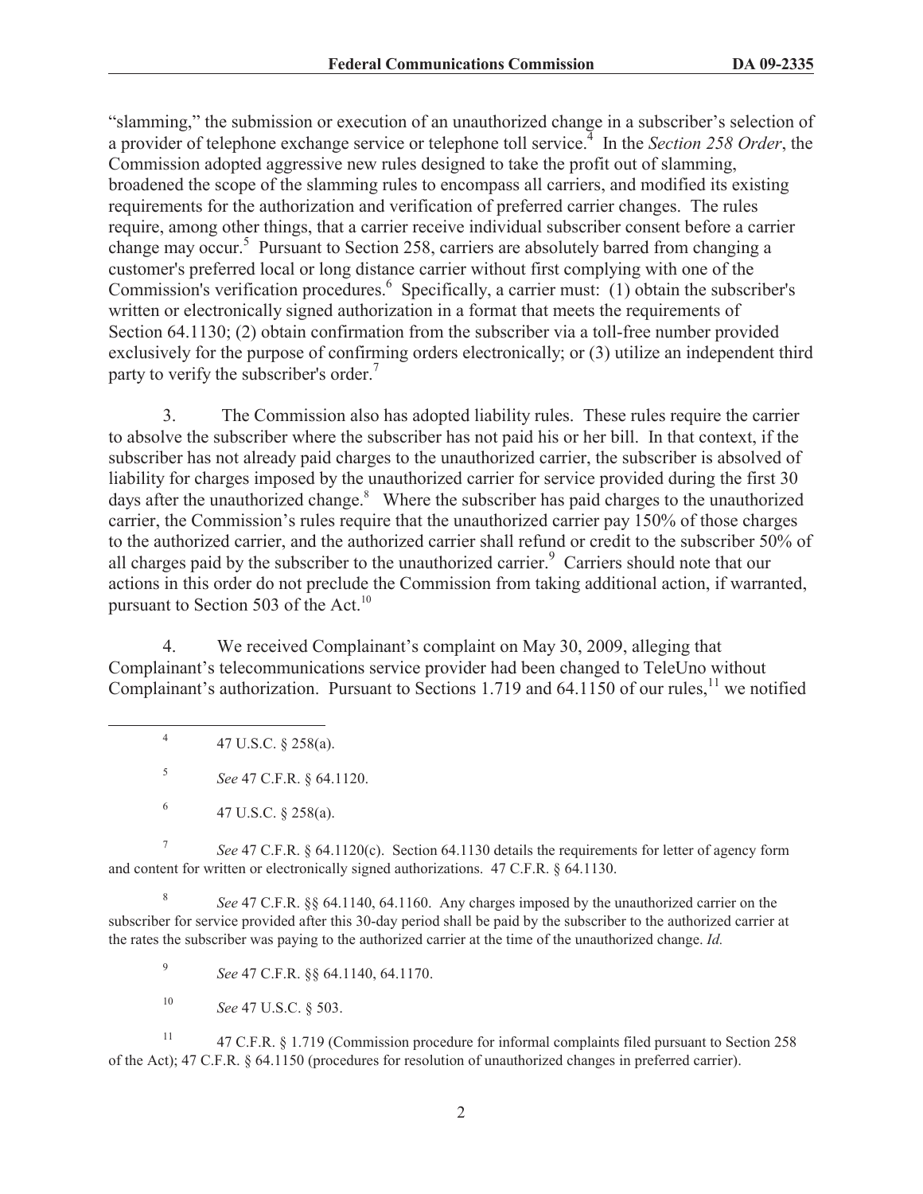"slamming," the submission or execution of an unauthorized change in a subscriber's selection of a provider of telephone exchange service or telephone toll service.[4] In the *Section 258 Order*, the Commission adopted aggressive new rules designed to take the profit out of slamming, broadened the scope of the slamming rules to encompass all carriers, and modified its existing requirements for the authorization and verification of preferred carrier changes. The rules require, among other things, that a carrier receive individual subscriber consent before a carrier change may occur.[5] Pursuant to Section 258, carriers are absolutely barred from changing a customer's preferred local or long distance carrier without first complying with one of the Commission's verification procedures.[6] Specifically, a carrier must: (1) obtain the subscriber's written or electronically signed authorization in a format that meets the requirements of Section 64.1130; (2) obtain confirmation from the subscriber via a toll-free number provided exclusively for the purpose of confirming orders electronically; or (3) utilize an independent third party to verify the subscriber's order.[7]

3. The Commission also has adopted liability rules. These rules require the carrier to absolve the subscriber where the subscriber has not paid his or her bill. In that context, if the subscriber has not already paid charges to the unauthorized carrier, the subscriber is absolved of liability for charges imposed by the unauthorized carrier for service provided during the first 30 days after the unauthorized change.[8] Where the subscriber has paid charges to the unauthorized carrier, the Commission's rules require that the unauthorized carrier pay 150% of those charges to the authorized carrier, and the authorized carrier shall refund or credit to the subscriber 50% of all charges paid by the subscriber to the unauthorized carrier.[9] Carriers should note that our actions in this order do not preclude the Commission from taking additional action, if warranted, pursuant to Section 503 of the Act.[10]

4. We received Complainant's complaint on May 30, 2009, alleging that Complainant's telecommunications service provider had been changed to TeleUno without Complainant's authorization. Pursuant to Sections 1.719 and 64.1150 of our rules,[11] we notified

---

[4] 47 U.S.C. § 258(a).

[5] *See* 47 C.F.R. § 64.1120.

[6] 47 U.S.C. § 258(a).

[7] *See* 47 C.F.R. § 64.1120(c). Section 64.1130 details the requirements for letter of agency form and content for written or electronically signed authorizations. 47 C.F.R. § 64.1130.

[8] *See* 47 C.F.R. §§ 64.1140, 64.1160. Any charges imposed by the unauthorized carrier on the subscriber for service provided after this 30-day period shall be paid by the subscriber to the authorized carrier at the rates the subscriber was paying to the authorized carrier at the time of the unauthorized change. *Id.*

[9] *See* 47 C.F.R. §§ 64.1140, 64.1170.

[10] *See* 47 U.S.C. § 503.

[11] 47 C.F.R. § 1.719 (Commission procedure for informal complaints filed pursuant to Section 258 of the Act); 47 C.F.R. § 64.1150 (procedures for resolution of unauthorized changes in preferred carrier).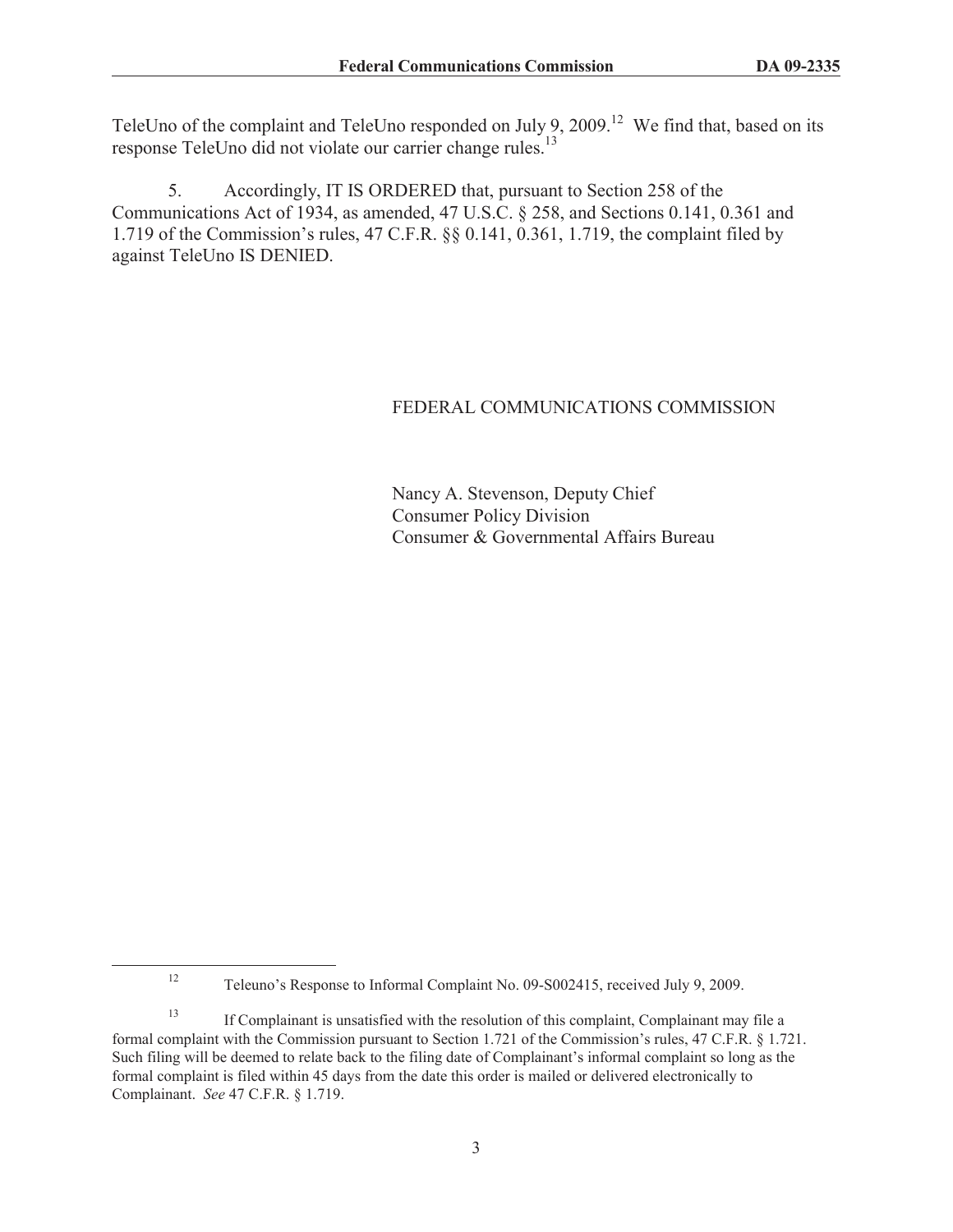TeleUno of the complaint and TeleUno responded on July 9, 2009.[12] We find that, based on its response TeleUno did not violate our carrier change rules.[13]

5. Accordingly, IT IS ORDERED that, pursuant to Section 258 of the Communications Act of 1934, as amended, 47 U.S.C. § 258, and Sections 0.141, 0.361 and 1.719 of the Commission's rules, 47 C.F.R. §§ 0.141, 0.361, 1.719, the complaint filed by against TeleUno IS DENIED.

FEDERAL COMMUNICATIONS COMMISSION

Nancy A. Stevenson, Deputy Chief
Consumer Policy Division
Consumer & Governmental Affairs Bureau

---

[12] Teleuno's Response to Informal Complaint No. 09-S002415, received July 9, 2009.

[13] If Complainant is unsatisfied with the resolution of this complaint, Complainant may file a formal complaint with the Commission pursuant to Section 1.721 of the Commission's rules, 47 C.F.R. § 1.721. Such filing will be deemed to relate back to the filing date of Complainant's informal complaint so long as the formal complaint is filed within 45 days from the date this order is mailed or delivered electronically to Complainant. *See* 47 C.F.R. § 1.719.